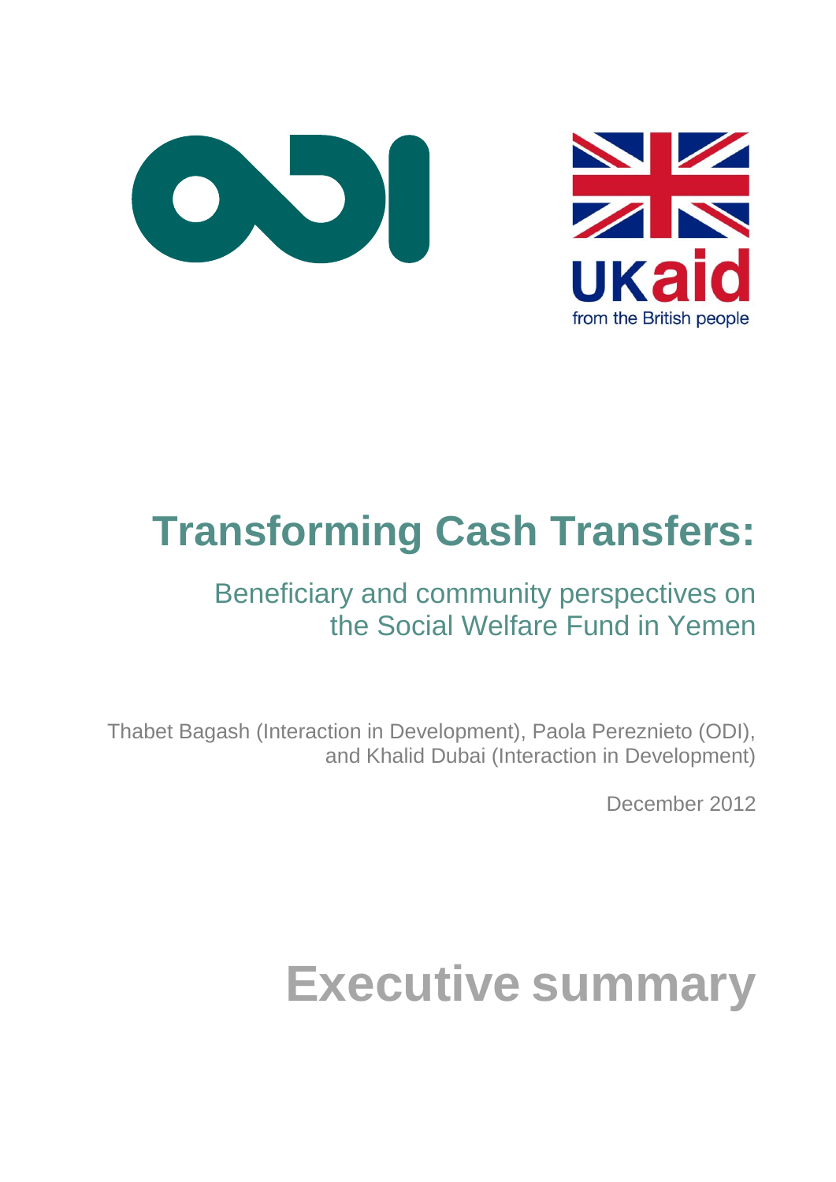UKaid

from the British people

# Transforming Cash Transfers:

## Beneficiary and community perspectives on the Social Welfare Fund in Yemen

Thabet Bagash (Interaction in Development), Paola Pereznieto (ODI), and Khalid Dubai (Interaction in Development)

December 2012

# Executive summary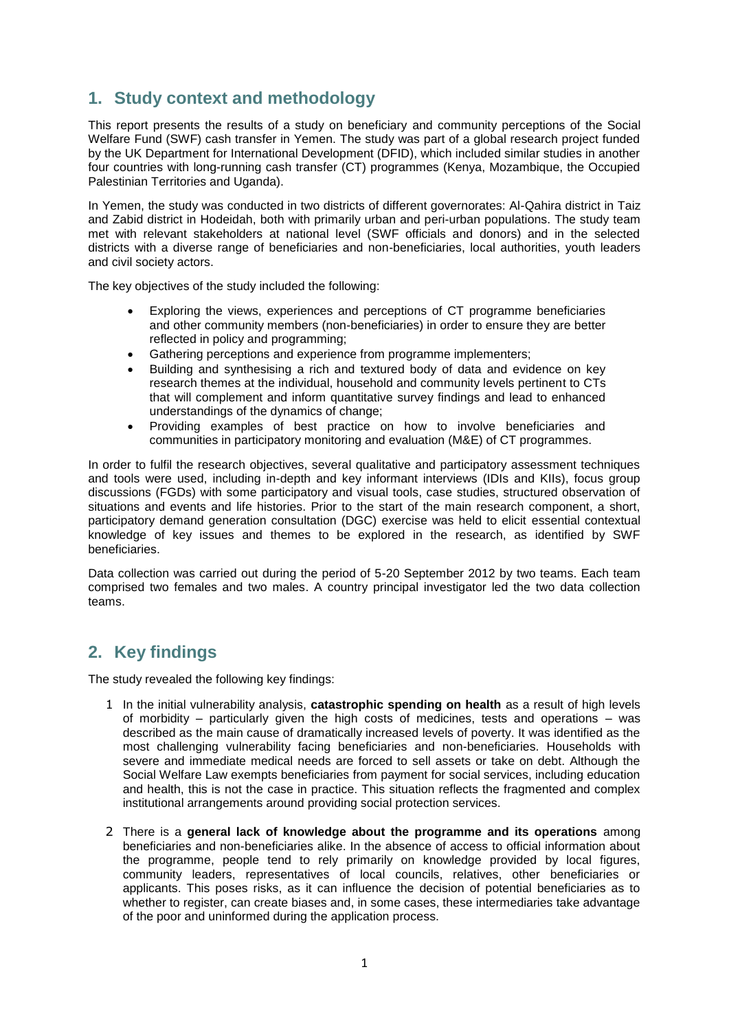## 1. Study context and methodology

This report presents the results of a study on beneficiary and community perceptions of the Social Welfare Fund (SWF) cash transfer in Yemen. The study was part of a global research project funded by the UK Department for International Development (DFID), which included similar studies in another four countries with long-running cash transfer (CT) programmes (Kenya, Mozambique, the Occupied Palestinian Territories and Uganda).

In Yemen, the study was conducted in two districts of different governorates: Al-Qahira district in Taiz and Zabid district in Hodeidah, both with primarily urban and peri-urban populations. The study team met with relevant stakeholders at national level (SWF officials and donors) and in the selected districts with a diverse range of beneficiaries and non-beneficiaries, local authorities, youth leaders and civil society actors.

The key objectives of the study included the following:

- Exploring the views, experiences and perceptions of CT programme beneficiaries and other community members (non-beneficiaries) in order to ensure they are better reflected in policy and programming;
- Gathering perceptions and experience from programme implementers;
- Building and synthesising a rich and textured body of data and evidence on key research themes at the individual, household and community levels pertinent to CTs that will complement and inform quantitative survey findings and lead to enhanced understandings of the dynamics of change;
- Providing examples of best practice on how to involve beneficiaries and communities in participatory monitoring and evaluation (M&E) of CT programmes.

In order to fulfil the research objectives, several qualitative and participatory assessment techniques and tools were used, including in-depth and key informant interviews (IDIs and KIIs), focus group discussions (FGDs) with some participatory and visual tools, case studies, structured observation of situations and events and life histories. Prior to the start of the main research component, a short, participatory demand generation consultation (DGC) exercise was held to elicit essential contextual knowledge of key issues and themes to be explored in the research, as identified by SWF beneficiaries.

Data collection was carried out during the period of 5-20 September 2012 by two teams. Each team comprised two females and two males. A country principal investigator led the two data collection teams.

## 2. Key findings

The study revealed the following key findings:

1. In the initial vulnerability analysis, **catastrophic spending on health** as a result of high levels of morbidity – particularly given the high costs of medicines, tests and operations – was described as the main cause of dramatically increased levels of poverty. It was identified as the most challenging vulnerability facing beneficiaries and non-beneficiaries. Households with severe and immediate medical needs are forced to sell assets or take on debt. Although the Social Welfare Law exempts beneficiaries from payment for social services, including education and health, this is not the case in practice. This situation reflects the fragmented and complex institutional arrangements around providing social protection services.

2. There is a **general lack of knowledge about the programme and its operations** among beneficiaries and non-beneficiaries alike. In the absence of access to official information about the programme, people tend to rely primarily on knowledge provided by local figures, community leaders, representatives of local councils, relatives, other beneficiaries or applicants. This poses risks, as it can influence the decision of potential beneficiaries as to whether to register, can create biases and, in some cases, these intermediaries take advantage of the poor and uninformed during the application process.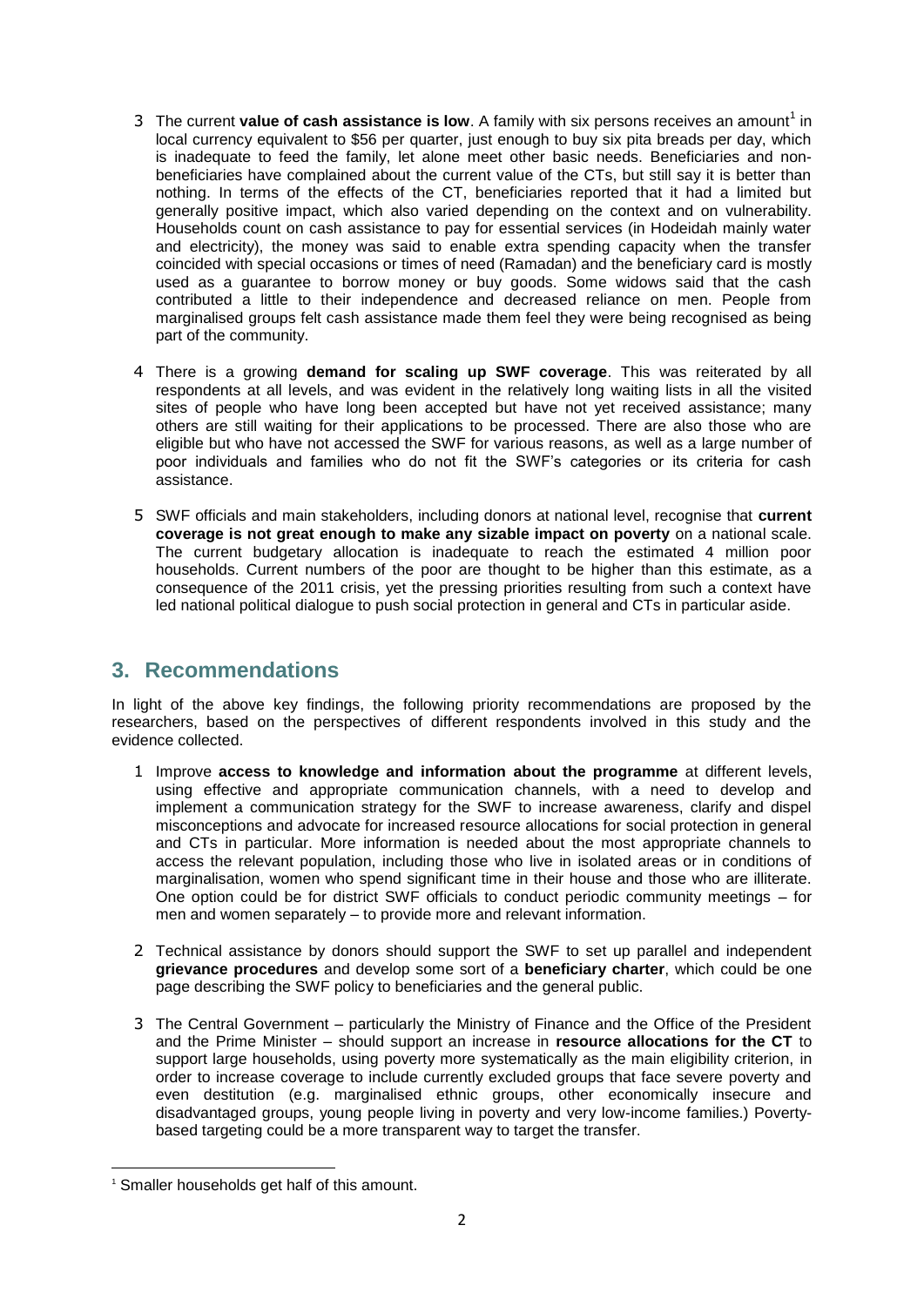3. The current **value of cash assistance is low**. A family with six persons receives an amount[1] in local currency equivalent to \$56 per quarter, just enough to buy six pita breads per day, which is inadequate to feed the family, let alone meet other basic needs. Beneficiaries and non-beneficiaries have complained about the current value of the CTs, but still say it is better than nothing. In terms of the effects of the CT, beneficiaries reported that it had a limited but generally positive impact, which also varied depending on the context and on vulnerability. Households count on cash assistance to pay for essential services (in Hodeidah mainly water and electricity), the money was said to enable extra spending capacity when the transfer coincided with special occasions or times of need (Ramadan) and the beneficiary card is mostly used as a guarantee to borrow money or buy goods. Some widows said that the cash contributed a little to their independence and decreased reliance on men. People from marginalised groups felt cash assistance made them feel they were being recognised as being part of the community.

4. There is a growing **demand for scaling up SWF coverage**. This was reiterated by all respondents at all levels, and was evident in the relatively long waiting lists in all the visited sites of people who have long been accepted but have not yet received assistance; many others are still waiting for their applications to be processed. There are also those who are eligible but who have not accessed the SWF for various reasons, as well as a large number of poor individuals and families who do not fit the SWF's categories or its criteria for cash assistance.

5. SWF officials and main stakeholders, including donors at national level, recognise that **current coverage is not great enough to make any sizable impact on poverty** on a national scale. The current budgetary allocation is inadequate to reach the estimated 4 million poor households. Current numbers of the poor are thought to be higher than this estimate, as a consequence of the 2011 crisis, yet the pressing priorities resulting from such a context have led national political dialogue to push social protection in general and CTs in particular aside.

## 3. Recommendations

In light of the above key findings, the following priority recommendations are proposed by the researchers, based on the perspectives of different respondents involved in this study and the evidence collected.

1. Improve **access to knowledge and information about the programme** at different levels, using effective and appropriate communication channels, with a need to develop and implement a communication strategy for the SWF to increase awareness, clarify and dispel misconceptions and advocate for increased resource allocations for social protection in general and CTs in particular. More information is needed about the most appropriate channels to access the relevant population, including those who live in isolated areas or in conditions of marginalisation, women who spend significant time in their house and those who are illiterate. One option could be for district SWF officials to conduct periodic community meetings – for men and women separately – to provide more and relevant information.

2. Technical assistance by donors should support the SWF to set up parallel and independent **grievance procedures** and develop some sort of a **beneficiary charter**, which could be one page describing the SWF policy to beneficiaries and the general public.

3. The Central Government – particularly the Ministry of Finance and the Office of the President and the Prime Minister – should support an increase in **resource allocations for the CT** to support large households, using poverty more systematically as the main eligibility criterion, in order to increase coverage to include currently excluded groups that face severe poverty and even destitution (e.g. marginalised ethnic groups, other economically insecure and disadvantaged groups, young people living in poverty and very low-income families.) Poverty-based targeting could be a more transparent way to target the transfer.

[1] Smaller households get half of this amount.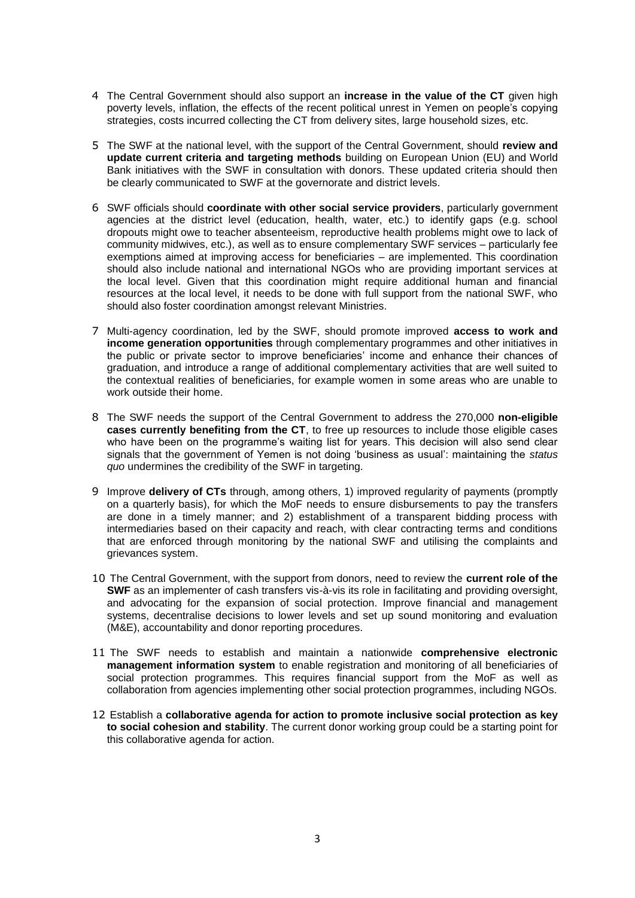4 The Central Government should also support an **increase in the value of the CT** given high poverty levels, inflation, the effects of the recent political unrest in Yemen on people's copying strategies, costs incurred collecting the CT from delivery sites, large household sizes, etc.

5 The SWF at the national level, with the support of the Central Government, should **review and update current criteria and targeting methods** building on European Union (EU) and World Bank initiatives with the SWF in consultation with donors. These updated criteria should then be clearly communicated to SWF at the governorate and district levels.

6 SWF officials should **coordinate with other social service providers**, particularly government agencies at the district level (education, health, water, etc.) to identify gaps (e.g. school dropouts might owe to teacher absenteeism, reproductive health problems might owe to lack of community midwives, etc.), as well as to ensure complementary SWF services – particularly fee exemptions aimed at improving access for beneficiaries – are implemented. This coordination should also include national and international NGOs who are providing important services at the local level. Given that this coordination might require additional human and financial resources at the local level, it needs to be done with full support from the national SWF, who should also foster coordination amongst relevant Ministries.

7 Multi-agency coordination, led by the SWF, should promote improved **access to work and income generation opportunities** through complementary programmes and other initiatives in the public or private sector to improve beneficiaries' income and enhance their chances of graduation, and introduce a range of additional complementary activities that are well suited to the contextual realities of beneficiaries, for example women in some areas who are unable to work outside their home.

8 The SWF needs the support of the Central Government to address the 270,000 **non-eligible cases currently benefiting from the CT**, to free up resources to include those eligible cases who have been on the programme's waiting list for years. This decision will also send clear signals that the government of Yemen is not doing 'business as usual': maintaining the *status quo* undermines the credibility of the SWF in targeting.

9 Improve **delivery of CTs** through, among others, 1) improved regularity of payments (promptly on a quarterly basis), for which the MoF needs to ensure disbursements to pay the transfers are done in a timely manner; and 2) establishment of a transparent bidding process with intermediaries based on their capacity and reach, with clear contracting terms and conditions that are enforced through monitoring by the national SWF and utilising the complaints and grievances system.

10 The Central Government, with the support from donors, need to review the **current role of the SWF** as an implementer of cash transfers vis-à-vis its role in facilitating and providing oversight, and advocating for the expansion of social protection. Improve financial and management systems, decentralise decisions to lower levels and set up sound monitoring and evaluation (M&E), accountability and donor reporting procedures.

11 The SWF needs to establish and maintain a nationwide **comprehensive electronic management information system** to enable registration and monitoring of all beneficiaries of social protection programmes. This requires financial support from the MoF as well as collaboration from agencies implementing other social protection programmes, including NGOs.

12 Establish a **collaborative agenda for action to promote inclusive social protection as key to social cohesion and stability**. The current donor working group could be a starting point for this collaborative agenda for action.